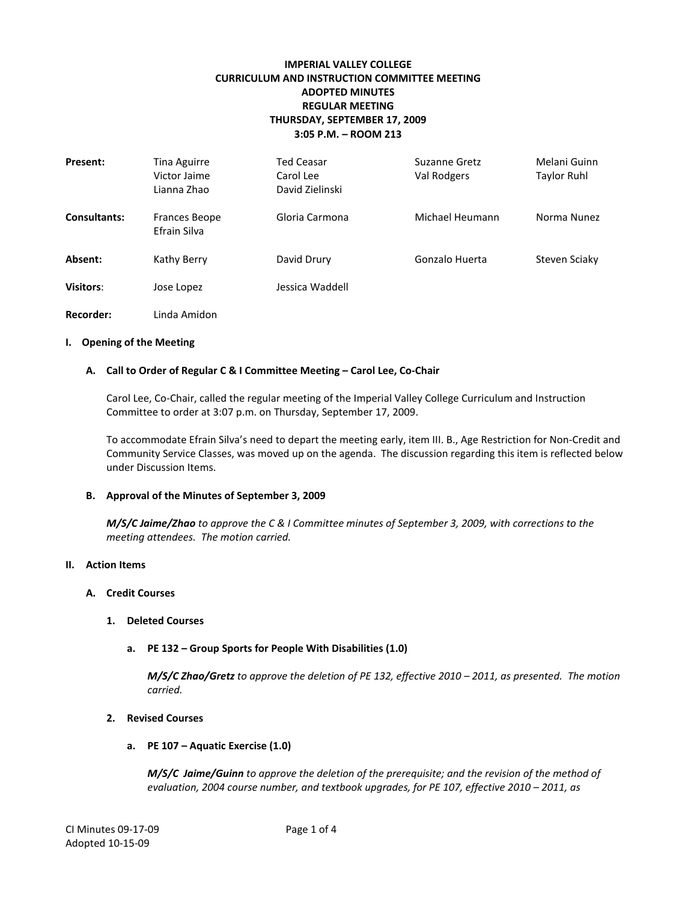# IMPERIAL VALLEY COLLEGE
## CURRICULUM AND INSTRUCTION COMMITTEE MEETING
## ADOPTED MINUTES
## REGULAR MEETING
## THURSDAY, SEPTEMBER 17, 2009
## 3:05 P.M. – ROOM 213

| | | | | |
|---|---|---|---|---|
| **Present:** | Tina Aguirre | Ted Ceasar | Suzanne Gretz | Melani Guinn |
| | Victor Jaime | Carol Lee | Val Rodgers | Taylor Ruhl |
| | Lianna Zhao | David Zielinski | | |
| **Consultants:** | Frances Beope | Gloria Carmona | Michael Heumann | Norma Nunez |
| | Efrain Silva | | | |
| **Absent:** | Kathy Berry | David Drury | Gonzalo Huerta | Steven Sciaky |
| **Visitors**: | Jose Lopez | Jessica Waddell | | |
| **Recorder:** | Linda Amidon | | | |

**I. Opening of the Meeting**

**A. Call to Order of Regular C & I Committee Meeting – Carol Lee, Co-Chair**

Carol Lee, Co-Chair, called the regular meeting of the Imperial Valley College Curriculum and Instruction Committee to order at 3:07 p.m. on Thursday, September 17, 2009.

To accommodate Efrain Silva's need to depart the meeting early, item III. B., Age Restriction for Non-Credit and Community Service Classes, was moved up on the agenda. The discussion regarding this item is reflected below under Discussion Items.

**B. Approval of the Minutes of September 3, 2009**

***M/S/C Jaime/Zhao*** *to approve the C & I Committee minutes of September 3, 2009, with corrections to the meeting attendees. The motion carried.*

**II. Action Items**

**A. Credit Courses**

**1. Deleted Courses**

**a. PE 132 – Group Sports for People With Disabilities (1.0)**

***M/S/C Zhao/Gretz*** *to approve the deletion of PE 132, effective 2010 – 2011, as presented. The motion carried.*

**2. Revised Courses**

**a. PE 107 – Aquatic Exercise (1.0)**

***M/S/C Jaime/Guinn*** *to approve the deletion of the prerequisite; and the revision of the method of evaluation, 2004 course number, and textbook upgrades, for PE 107, effective 2010 – 2011, as*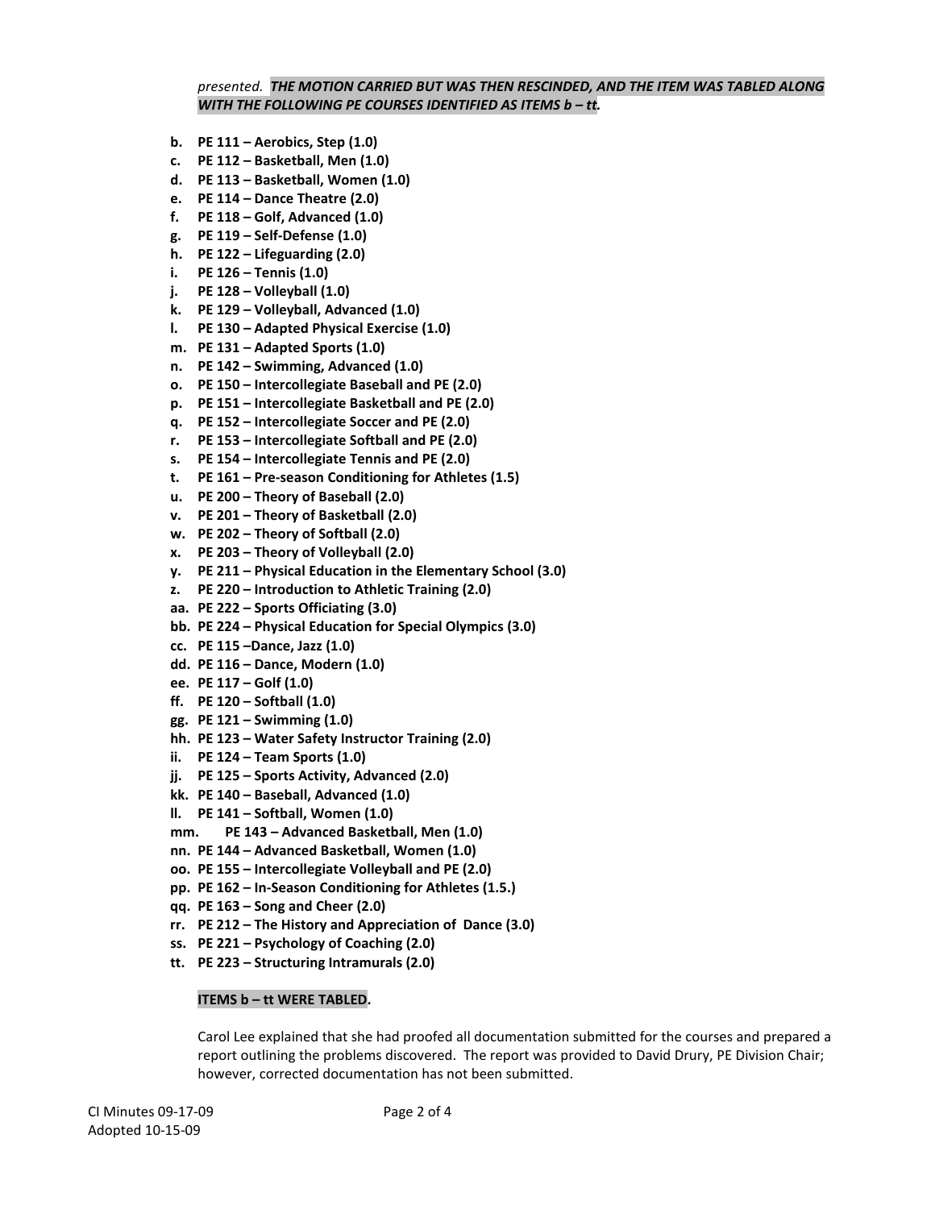*presented.* ***THE MOTION CARRIED BUT WAS THEN RESCINDED, AND THE ITEM WAS TABLED ALONG WITH THE FOLLOWING PE COURSES IDENTIFIED AS ITEMS b – tt.***

- **b. PE 111 – Aerobics, Step (1.0)**
- **c. PE 112 – Basketball, Men (1.0)**
- **d. PE 113 – Basketball, Women (1.0)**
- **e. PE 114 – Dance Theatre (2.0)**
- **f. PE 118 – Golf, Advanced (1.0)**
- **g. PE 119 – Self-Defense (1.0)**
- **h. PE 122 – Lifeguarding (2.0)**
- **i. PE 126 – Tennis (1.0)**
- **j. PE 128 – Volleyball (1.0)**
- **k. PE 129 – Volleyball, Advanced (1.0)**
- **l. PE 130 – Adapted Physical Exercise (1.0)**
- **m. PE 131 – Adapted Sports (1.0)**
- **n. PE 142 – Swimming, Advanced (1.0)**
- **o. PE 150 – Intercollegiate Baseball and PE (2.0)**
- **p. PE 151 – Intercollegiate Basketball and PE (2.0)**
- **q. PE 152 – Intercollegiate Soccer and PE (2.0)**
- **r. PE 153 – Intercollegiate Softball and PE (2.0)**
- **s. PE 154 – Intercollegiate Tennis and PE (2.0)**
- **t. PE 161 – Pre-season Conditioning for Athletes (1.5)**
- **u. PE 200 – Theory of Baseball (2.0)**
- **v. PE 201 – Theory of Basketball (2.0)**
- **w. PE 202 – Theory of Softball (2.0)**
- **x. PE 203 – Theory of Volleyball (2.0)**
- **y. PE 211 – Physical Education in the Elementary School (3.0)**
- **z. PE 220 – Introduction to Athletic Training (2.0)**
- **aa. PE 222 – Sports Officiating (3.0)**
- **bb. PE 224 – Physical Education for Special Olympics (3.0)**
- **cc. PE 115 –Dance, Jazz (1.0)**
- **dd. PE 116 – Dance, Modern (1.0)**
- **ee. PE 117 – Golf (1.0)**
- **ff. PE 120 – Softball (1.0)**
- **gg. PE 121 – Swimming (1.0)**
- **hh. PE 123 – Water Safety Instructor Training (2.0)**
- **ii. PE 124 – Team Sports (1.0)**
- **jj. PE 125 – Sports Activity, Advanced (2.0)**
- **kk. PE 140 – Baseball, Advanced (1.0)**
- **ll. PE 141 – Softball, Women (1.0)**
- **mm. PE 143 – Advanced Basketball, Men (1.0)**
- **nn. PE 144 – Advanced Basketball, Women (1.0)**
- **oo. PE 155 – Intercollegiate Volleyball and PE (2.0)**
- **pp. PE 162 – In-Season Conditioning for Athletes (1.5.)**
- **qq. PE 163 – Song and Cheer (2.0)**
- **rr. PE 212 – The History and Appreciation of Dance (3.0)**
- **ss. PE 221 – Psychology of Coaching (2.0)**
- **tt. PE 223 – Structuring Intramurals (2.0)**

**ITEMS b – tt WERE TABLED.**

Carol Lee explained that she had proofed all documentation submitted for the courses and prepared a report outlining the problems discovered. The report was provided to David Drury, PE Division Chair; however, corrected documentation has not been submitted.

CI Minutes 09-17-09
Adopted 10-15-09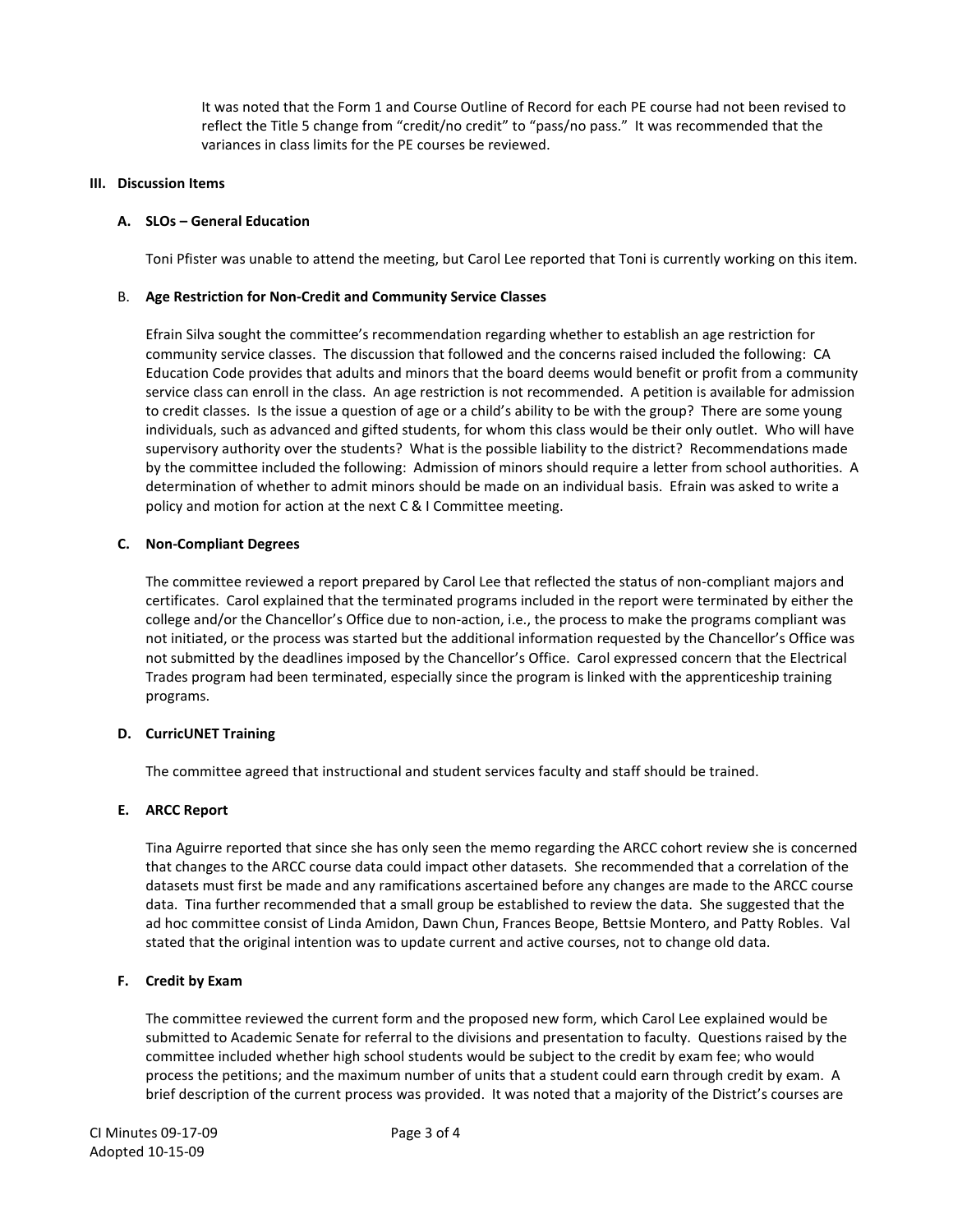It was noted that the Form 1 and Course Outline of Record for each PE course had not been revised to reflect the Title 5 change from "credit/no credit" to "pass/no pass." It was recommended that the variances in class limits for the PE courses be reviewed.

## III. Discussion Items

### A. SLOs – General Education

Toni Pfister was unable to attend the meeting, but Carol Lee reported that Toni is currently working on this item.

### B. Age Restriction for Non-Credit and Community Service Classes

Efrain Silva sought the committee's recommendation regarding whether to establish an age restriction for community service classes. The discussion that followed and the concerns raised included the following: CA Education Code provides that adults and minors that the board deems would benefit or profit from a community service class can enroll in the class. An age restriction is not recommended. A petition is available for admission to credit classes. Is the issue a question of age or a child's ability to be with the group? There are some young individuals, such as advanced and gifted students, for whom this class would be their only outlet. Who will have supervisory authority over the students? What is the possible liability to the district? Recommendations made by the committee included the following: Admission of minors should require a letter from school authorities. A determination of whether to admit minors should be made on an individual basis. Efrain was asked to write a policy and motion for action at the next C & I Committee meeting.

### C. Non-Compliant Degrees

The committee reviewed a report prepared by Carol Lee that reflected the status of non-compliant majors and certificates. Carol explained that the terminated programs included in the report were terminated by either the college and/or the Chancellor's Office due to non-action, i.e., the process to make the programs compliant was not initiated, or the process was started but the additional information requested by the Chancellor's Office was not submitted by the deadlines imposed by the Chancellor's Office. Carol expressed concern that the Electrical Trades program had been terminated, especially since the program is linked with the apprenticeship training programs.

### D. CurricUNET Training

The committee agreed that instructional and student services faculty and staff should be trained.

### E. ARCC Report

Tina Aguirre reported that since she has only seen the memo regarding the ARCC cohort review she is concerned that changes to the ARCC course data could impact other datasets. She recommended that a correlation of the datasets must first be made and any ramifications ascertained before any changes are made to the ARCC course data. Tina further recommended that a small group be established to review the data. She suggested that the ad hoc committee consist of Linda Amidon, Dawn Chun, Frances Beope, Bettsie Montero, and Patty Robles. Val stated that the original intention was to update current and active courses, not to change old data.

### F. Credit by Exam

The committee reviewed the current form and the proposed new form, which Carol Lee explained would be submitted to Academic Senate for referral to the divisions and presentation to faculty. Questions raised by the committee included whether high school students would be subject to the credit by exam fee; who would process the petitions; and the maximum number of units that a student could earn through credit by exam. A brief description of the current process was provided. It was noted that a majority of the District's courses are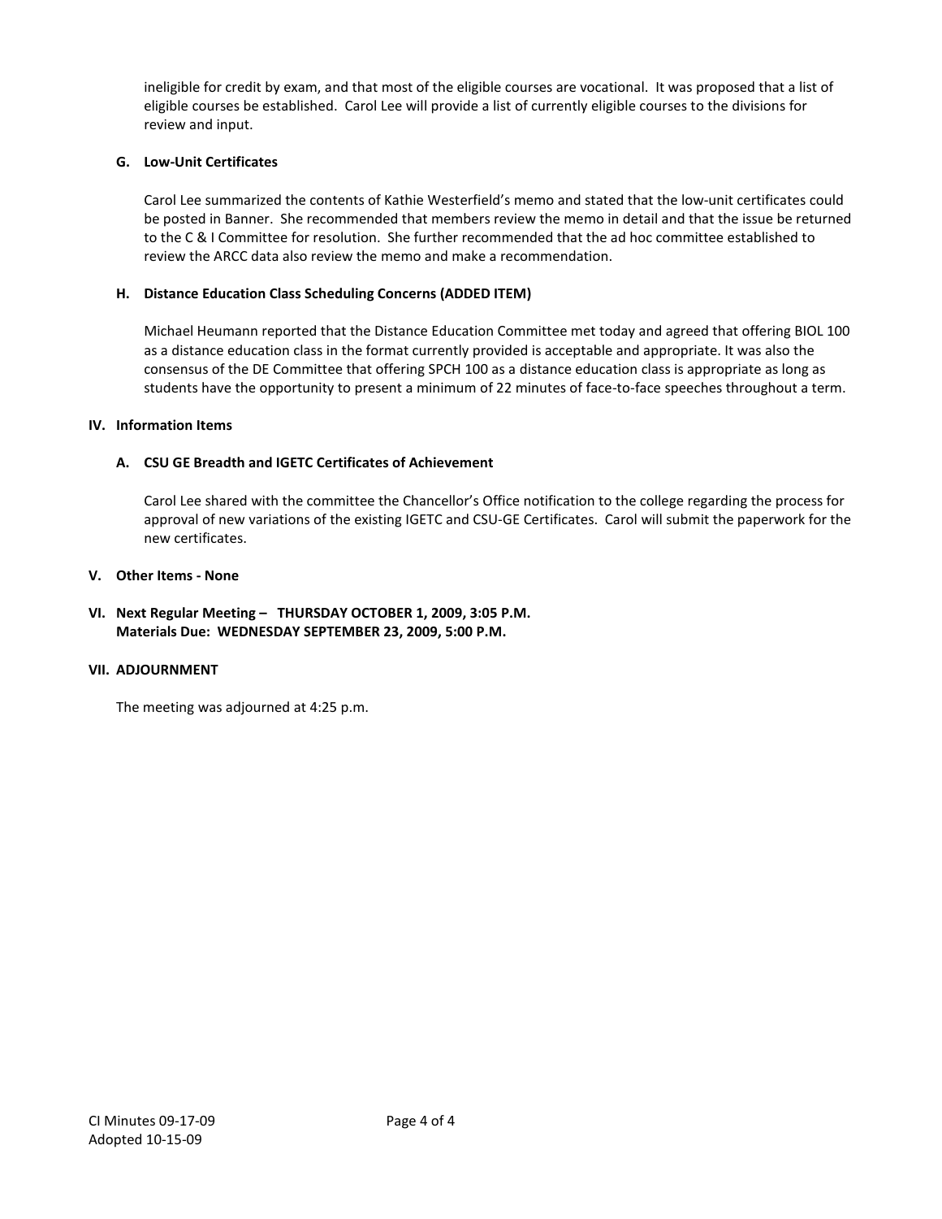ineligible for credit by exam, and that most of the eligible courses are vocational. It was proposed that a list of eligible courses be established. Carol Lee will provide a list of currently eligible courses to the divisions for review and input.

### G. Low-Unit Certificates

Carol Lee summarized the contents of Kathie Westerfield's memo and stated that the low-unit certificates could be posted in Banner. She recommended that members review the memo in detail and that the issue be returned to the C & I Committee for resolution. She further recommended that the ad hoc committee established to review the ARCC data also review the memo and make a recommendation.

### H. Distance Education Class Scheduling Concerns (ADDED ITEM)

Michael Heumann reported that the Distance Education Committee met today and agreed that offering BIOL 100 as a distance education class in the format currently provided is acceptable and appropriate. It was also the consensus of the DE Committee that offering SPCH 100 as a distance education class is appropriate as long as students have the opportunity to present a minimum of 22 minutes of face-to-face speeches throughout a term.

## IV. Information Items

### A. CSU GE Breadth and IGETC Certificates of Achievement

Carol Lee shared with the committee the Chancellor's Office notification to the college regarding the process for approval of new variations of the existing IGETC and CSU-GE Certificates. Carol will submit the paperwork for the new certificates.

## V. Other Items - None

## VI. Next Regular Meeting – THURSDAY OCTOBER 1, 2009, 3:05 P.M.
**Materials Due: WEDNESDAY SEPTEMBER 23, 2009, 5:00 P.M.**

## VII. ADJOURNMENT

The meeting was adjourned at 4:25 p.m.

CI Minutes 09-17-09
Adopted 10-15-09